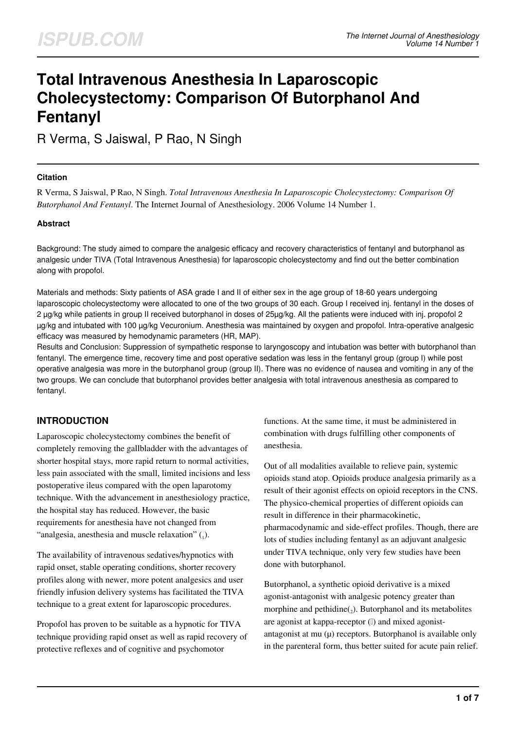# Total Intravenous Anesthesia In Laparoscopic Cholecystectomy: Comparison Of Butorphanol And Fentanyl

R Verma, S Jaiswal, P Rao, N Singh

### Citation

R Verma, S Jaiswal, P Rao, N Singh. *Total Intravenous Anesthesia In Laparoscopic Cholecystectomy: Comparison Of Butorphanol And Fentanyl*. The Internet Journal of Anesthesiology. 2006 Volume 14 Number 1.

### Abstract

Background: The study aimed to compare the analgesic efficacy and recovery characteristics of fentanyl and butorphanol as analgesic under TIVA (Total Intravenous Anesthesia) for laparoscopic cholecystectomy and find out the better combination along with propofol.

Materials and methods: Sixty patients of ASA grade I and II of either sex in the age group of 18-60 years undergoing laparoscopic cholecystectomy were allocated to one of the two groups of 30 each. Group I received inj. fentanyl in the doses of 2 µg/kg while patients in group II received butorphanol in doses of 25µg/kg. All the patients were induced with inj. propofol 2 µg/kg and intubated with 100 µg/kg Vecuronium. Anesthesia was maintained by oxygen and propofol. Intra-operative analgesic efficacy was measured by hemodynamic parameters (HR, MAP).

Results and Conclusion: Suppression of sympathetic response to laryngoscopy and intubation was better with butorphanol than fentanyl. The emergence time, recovery time and post operative sedation was less in the fentanyl group (group I) while post operative analgesia was more in the butorphanol group (group II). There was no evidence of nausea and vomiting in any of the two groups. We can conclude that butorphanol provides better analgesia with total intravenous anesthesia as compared to fentanyl.

## INTRODUCTION

Laparoscopic cholecystectomy combines the benefit of completely removing the gallbladder with the advantages of shorter hospital stays, more rapid return to normal activities, less pain associated with the small, limited incisions and less postoperative ileus compared with the open laparotomy technique. With the advancement in anesthesiology practice, the hospital stay has reduced. However, the basic requirements for anesthesia have not changed from "analgesia, anesthesia and muscle relaxation" [1].

The availability of intravenous sedatives/hypnotics with rapid onset, stable operating conditions, shorter recovery profiles along with newer, more potent analgesics and user friendly infusion delivery systems has facilitated the TIVA technique to a great extent for laparoscopic procedures.

Propofol has proven to be suitable as a hypnotic for TIVA technique providing rapid onset as well as rapid recovery of protective reflexes and of cognitive and psychomotor functions. At the same time, it must be administered in combination with drugs fulfilling other components of anesthesia.

Out of all modalities available to relieve pain, systemic opioids stand atop. Opioids produce analgesia primarily as a result of their agonist effects on opioid receptors in the CNS. The physico-chemical properties of different opioids can result in difference in their pharmacokinetic, pharmacodynamic and side-effect profiles. Though, there are lots of studies including fentanyl as an adjuvant analgesic under TIVA technique, only very few studies have been done with butorphanol.

Butorphanol, a synthetic opioid derivative is a mixed agonist-antagonist with analgesic potency greater than morphine and pethidine[2]. Butorphanol and its metabolites are agonist at kappa-receptor (κ) and mixed agonist-antagonist at mu (µ) receptors. Butorphanol is available only in the parenteral form, thus better suited for acute pain relief.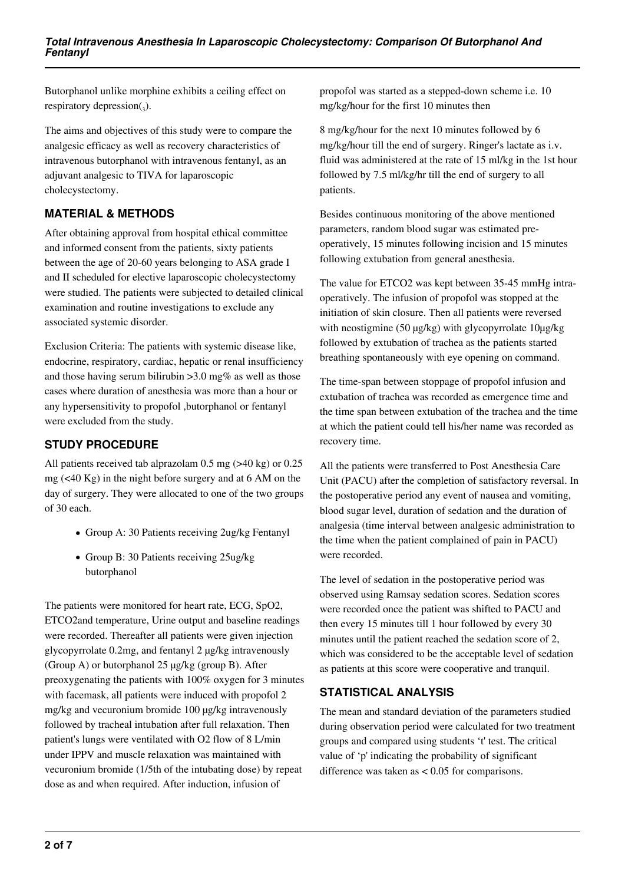Butorphanol unlike morphine exhibits a ceiling effect on respiratory depression(3).

The aims and objectives of this study were to compare the analgesic efficacy as well as recovery characteristics of intravenous butorphanol with intravenous fentanyl, as an adjuvant analgesic to TIVA for laparoscopic cholecystectomy.

## MATERIAL & METHODS

After obtaining approval from hospital ethical committee and informed consent from the patients, sixty patients between the age of 20-60 years belonging to ASA grade I and II scheduled for elective laparoscopic cholecystectomy were studied. The patients were subjected to detailed clinical examination and routine investigations to exclude any associated systemic disorder.

Exclusion Criteria: The patients with systemic disease like, endocrine, respiratory, cardiac, hepatic or renal insufficiency and those having serum bilirubin >3.0 mg% as well as those cases where duration of anesthesia was more than a hour or any hypersensitivity to propofol ,butorphanol or fentanyl were excluded from the study.

## STUDY PROCEDURE

All patients received tab alprazolam 0.5 mg (>40 kg) or 0.25 mg (<40 Kg) in the night before surgery and at 6 AM on the day of surgery. They were allocated to one of the two groups of 30 each.

- Group A: 30 Patients receiving 2ug/kg Fentanyl
- Group B: 30 Patients receiving 25ug/kg butorphanol

The patients were monitored for heart rate, ECG, $SpO_2$, $ETCO_2$and temperature, Urine output and baseline readings were recorded. Thereafter all patients were given injection glycopyrrolate 0.2mg, and fentanyl 2 µg/kg intravenously (Group A) or butorphanol 25 µg/kg (group B). After preoxygenating the patients with 100% oxygen for 3 minutes with facemask, all patients were induced with propofol 2 mg/kg and vecuronium bromide 100 µg/kg intravenously followed by tracheal intubation after full relaxation. Then patient's lungs were ventilated with $O_2$ flow of 8 L/min under IPPV and muscle relaxation was maintained with vecuronium bromide (1/5th of the intubating dose) by repeat dose as and when required. After induction, infusion of propofol was started as a stepped-down scheme i.e. 10 mg/kg/hour for the first 10 minutes then

8 mg/kg/hour for the next 10 minutes followed by 6 mg/kg/hour till the end of surgery. Ringer's lactate as i.v. fluid was administered at the rate of 15 ml/kg in the 1st hour followed by 7.5 ml/kg/hr till the end of surgery to all patients.

Besides continuous monitoring of the above mentioned parameters, random blood sugar was estimated pre-operatively, 15 minutes following incision and 15 minutes following extubation from general anesthesia.

The value for $ETCO_2$ was kept between 35-45 mmHg intra-operatively. The infusion of propofol was stopped at the initiation of skin closure. Then all patients were reversed with neostigmine (50 µg/kg) with glycopyrrolate 10µg/kg followed by extubation of trachea as the patients started breathing spontaneously with eye opening on command.

The time-span between stoppage of propofol infusion and extubation of trachea was recorded as emergence time and the time span between extubation of the trachea and the time at which the patient could tell his/her name was recorded as recovery time.

All the patients were transferred to Post Anesthesia Care Unit (PACU) after the completion of satisfactory reversal. In the postoperative period any event of nausea and vomiting, blood sugar level, duration of sedation and the duration of analgesia (time interval between analgesic administration to the time when the patient complained of pain in PACU) were recorded.

The level of sedation in the postoperative period was observed using Ramsay sedation scores. Sedation scores were recorded once the patient was shifted to PACU and then every 15 minutes till 1 hour followed by every 30 minutes until the patient reached the sedation score of 2, which was considered to be the acceptable level of sedation as patients at this score were cooperative and tranquil.

## STATISTICAL ANALYSIS

The mean and standard deviation of the parameters studied during observation period were calculated for two treatment groups and compared using students 't' test. The critical value of 'p' indicating the probability of significant difference was taken as $< 0.05$ for comparisons.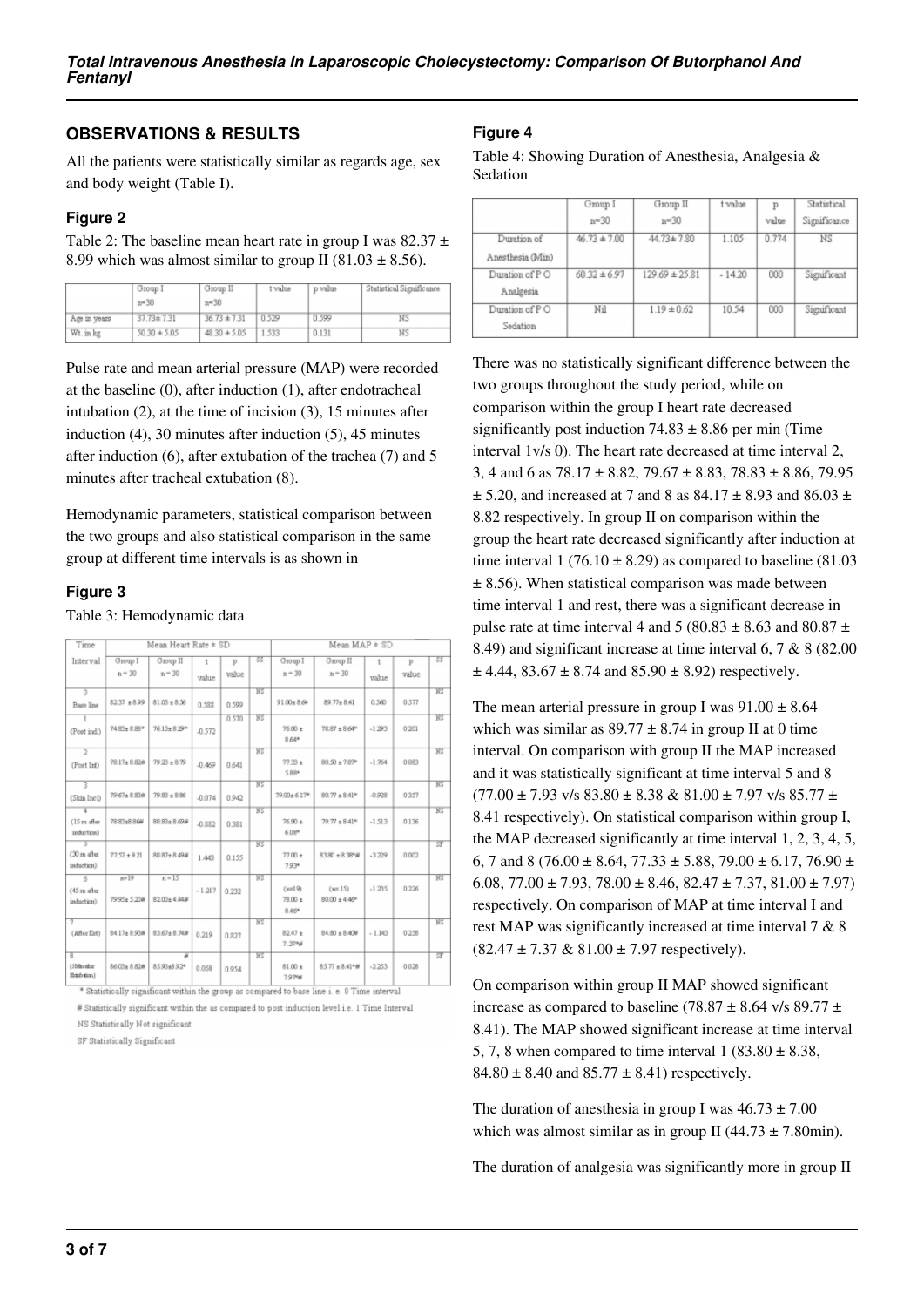## OBSERVATIONS & RESULTS

All the patients were statistically similar as regards age, sex and body weight (Table I).

### Figure 2

Table 2: The baseline mean heart rate in group I was 82.37 ± 8.99 which was almost similar to group II (81.03 ± 8.56).

| | Group I n=30 | Group II n=30 | t value | p value | Statistical Significance |
|---|---|---|---|---|---|
| Age in years | 37.73± 7.31 | 36.73 ± 7.31 | 0.529 | 0.599 | NS |
| Wt. in kg | 50.30 ± 5.05 | 48.30 ± 5.05 | 1.533 | 0.131 | NS |

Pulse rate and mean arterial pressure (MAP) were recorded at the baseline (0), after induction (1), after endotracheal intubation (2), at the time of incision (3), 15 minutes after induction (4), 30 minutes after induction (5), 45 minutes after induction (6), after extubation of the trachea (7) and 5 minutes after tracheal extubation (8).

Hemodynamic parameters, statistical comparison between the two groups and also statistical comparison in the same group at different time intervals is as shown in

### Figure 3

Table 3: Hemodynamic data

| Time Interval | Mean Heart Rate ± SD | | | | | Mean MAP ± SD | | | | |
|---|---|---|---|---|---|---|---|---|---|---|
| | Group I n = 30 | Group II n = 30 | t value | p value | SS | Group I n = 30 | Group II n = 30 | t value | p value | SS |
| 0 Base line | 82.37 ± 8.99 | 81.03 ± 8.56 | 0.588 | 0.599 | NS | 91.00± 8.64 | 89.77± 8.41 | 0.560 | 0.577 | NS |
| 1 (Post ind.) | 74.83± 8.86* | 76.10± 8.29* | -0.572 | 0.570 | NS | 76.00 ± 8.64* | 78.87 ± 8.64* | -1.293 | 0.201 | NS |
| 2 (Post Int) | 78.17± 8.82# | 79.23 ± 8.79 | -0.469 | 0.641 | NS | 77.33 ± 5.88* | 80.50 ± 7.87* | -1.764 | 0.083 | NS |
| 3 (Skin Inci) | 79.67± 8.83# | 79.83 ± 8.86 | -0.074 | 0.942 | NS | 79.00± 6.17* | 80.77 ± 8.41* | -0.928 | 0.357 | NS |
| 4 (15 m after induction) | 78.83± 8.86# | 80.83± 8.63# | -0.882 | 0.381 | NS | 76.90 ± 6.08* | 79.77 ± 8.41* | -1.513 | 0.136 | NS |
| 5 (30 m after induction) | 77.57 ± 9.21 | 80.87± 8.49# | 1.443 | 0.155 | NS | 77.00 ± 7.93* | 83.80 ± 8.38*# | -3.229 | 0.002 | SF |
| 6 (45 m after induction) | n=19 79.95± 5.20# | n = 15 82.00± 4.44# | - 1.217 | 0.232 | NS | (n=19) 78.00 ± 8.46* | (n= 15) 80.00 ± 4.46* | -1.235 | 0.226 | NS |
| 7 (After Ext) | 84.17± 8.93# | 83.67± 8.74# | 0.219 | 0.827 | NS | 82.47 ± 7.37*# | 84.80 ± 8.40# | - 1.143 | 0.258 | NS |
| 8 (5Min after Extubation) | 86.03± 8.82# | 85.90±8.92*# | 0.058 | 0.954 | NS | 81.00 ± 7.97*# | 85.77 ± 8.41*# | -2.253 | 0.028 | SF |

\* Statistically significant within the group as compared to base line i. e. 0 Time interval

\# Statistically significant within the as compared to post induction level i.e. 1 Time Interval

NS Statistically Not significant

SF Statistically Significant

### Figure 4

Table 4: Showing Duration of Anesthesia, Analgesia & Sedation

| | Group I n=30 | Group II n=30 | t value | p value | Statistical Significance |
|---|---|---|---|---|---|
| Duration of Anesthesia (Min) | 46.73 ± 7.00 | 44.73± 7.80 | 1.105 | 0.774 | NS |
| Duration of P O Analgesia | 60.32 ± 6.97 | 129.69 ± 25.81 | - 14.20 | 000 | Significant |
| Duration of P O Sedation | Nil | 1.19 ± 0.62 | 10.54 | 000 | Significant |

There was no statistically significant difference between the two groups throughout the study period, while on comparison within the group I heart rate decreased significantly post induction 74.83 ± 8.86 per min (Time interval 1v/s 0). The heart rate decreased at time interval 2, 3, 4 and 6 as 78.17 ± 8.82, 79.67 ± 8.83, 78.83 ± 8.86, 79.95 ± 5.20, and increased at 7 and 8 as 84.17 ± 8.93 and 86.03 ± 8.82 respectively. In group II on comparison within the group the heart rate decreased significantly after induction at time interval 1 (76.10 ± 8.29) as compared to baseline (81.03 ± 8.56). When statistical comparison was made between time interval 1 and rest, there was a significant decrease in pulse rate at time interval 4 and 5 (80.83 ± 8.63 and 80.87 ± 8.49) and significant increase at time interval 6, 7 & 8 (82.00 ± 4.44, 83.67 ± 8.74 and 85.90 ± 8.92) respectively.

The mean arterial pressure in group I was 91.00 ± 8.64 which was similar as 89.77 ± 8.74 in group II at 0 time interval. On comparison with group II the MAP increased and it was statistically significant at time interval 5 and 8 (77.00 ± 7.93 v/s 83.80 ± 8.38 & 81.00 ± 7.97 v/s 85.77 ± 8.41 respectively). On statistical comparison within group I, the MAP decreased significantly at time interval 1, 2, 3, 4, 5, 6, 7 and 8 (76.00 ± 8.64, 77.33 ± 5.88, 79.00 ± 6.17, 76.90 ± 6.08, 77.00 ± 7.93, 78.00 ± 8.46, 82.47 ± 7.37, 81.00 ± 7.97) respectively. On comparison of MAP at time interval I and rest MAP was significantly increased at time interval 7 & 8 (82.47 ± 7.37 & 81.00 ± 7.97 respectively).

On comparison within group II MAP showed significant increase as compared to baseline (78.87 ± 8.64 v/s 89.77 ± 8.41). The MAP showed significant increase at time interval 5, 7, 8 when compared to time interval 1 (83.80 ± 8.38, 84.80 ± 8.40 and 85.77 ± 8.41) respectively.

The duration of anesthesia in group I was 46.73 ± 7.00 which was almost similar as in group II (44.73 ± 7.80min).

The duration of analgesia was significantly more in group II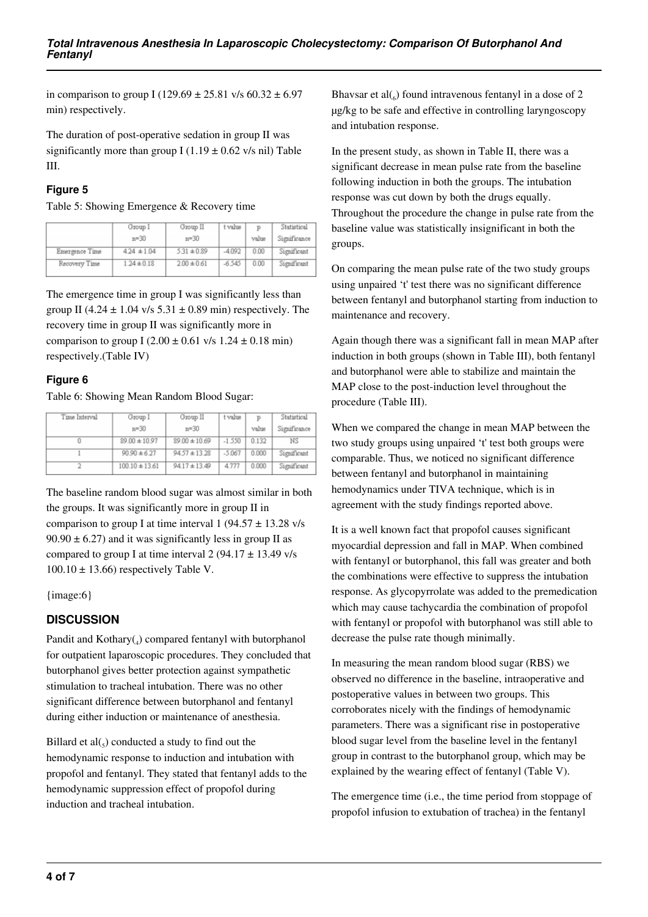in comparison to group I (129.69 ± 25.81 v/s 60.32 ± 6.97 min) respectively.

The duration of post-operative sedation in group II was significantly more than group I (1.19 ± 0.62 v/s nil) Table III.

### Figure 5

Table 5: Showing Emergence & Recovery time

| | Group I n=30 | Group II n=30 | t value | p value | Statistical Significance |
|---|---|---|---|---|---|
| Emergence Time | 4.24 ± 1.04 | 5.31 ± 0.89 | -4.092 | 0.00 | Significant |
| Recovery Time | 1.24 ± 0.18 | 2.00 ± 0.61 | -6.545 | 0.00 | Significant |

The emergence time in group I was significantly less than group II (4.24 ± 1.04 v/s 5.31 ± 0.89 min) respectively. The recovery time in group II was significantly more in comparison to group I (2.00 ± 0.61 v/s 1.24 ± 0.18 min) respectively.(Table IV)

### Figure 6

Table 6: Showing Mean Random Blood Sugar:

| Time Interval | Group I n=30 | Group II n=30 | t value | p value | Statistical Significance |
|---|---|---|---|---|---|
| 0 | 89.00 ± 10.97 | 89.00 ± 10.69 | -1.550 | 0.132 | NS |
| 1 | 90.90 ± 6.27 | 94.57 ± 13.28 | -5.067 | 0.000 | Significant |
| 2 | 100.10 ± 13.61 | 94.17 ± 13.49 | 4.777 | 0.000 | Significant |

The baseline random blood sugar was almost similar in both the groups. It was significantly more in group II in comparison to group I at time interval 1 (94.57 ± 13.28 v/s 90.90 ± 6.27) and it was significantly less in group II as compared to group I at time interval 2 (94.17 ± 13.49 v/s 100.10 ± 13.66) respectively Table V.

{image:6}

## DISCUSSION

Pandit and Kothary([4]) compared fentanyl with butorphanol for outpatient laparoscopic procedures. They concluded that butorphanol gives better protection against sympathetic stimulation to tracheal intubation. There was no other significant difference between butorphanol and fentanyl during either induction or maintenance of anesthesia.

Billard et al([5]) conducted a study to find out the hemodynamic response to induction and intubation with propofol and fentanyl. They stated that fentanyl adds to the hemodynamic suppression effect of propofol during induction and tracheal intubation.

Bhavsar et al([6]) found intravenous fentanyl in a dose of 2 μg/kg to be safe and effective in controlling laryngoscopy and intubation response.

In the present study, as shown in Table II, there was a significant decrease in mean pulse rate from the baseline following induction in both the groups. The intubation response was cut down by both the drugs equally. Throughout the procedure the change in pulse rate from the baseline value was statistically insignificant in both the groups.

On comparing the mean pulse rate of the two study groups using unpaired 't' test there was no significant difference between fentanyl and butorphanol starting from induction to maintenance and recovery.

Again though there was a significant fall in mean MAP after induction in both groups (shown in Table III), both fentanyl and butorphanol were able to stabilize and maintain the MAP close to the post-induction level throughout the procedure (Table III).

When we compared the change in mean MAP between the two study groups using unpaired 't' test both groups were comparable. Thus, we noticed no significant difference between fentanyl and butorphanol in maintaining hemodynamics under TIVA technique, which is in agreement with the study findings reported above.

It is a well known fact that propofol causes significant myocardial depression and fall in MAP. When combined with fentanyl or butorphanol, this fall was greater and both the combinations were effective to suppress the intubation response. As glycopyrrolate was added to the premedication which may cause tachycardia the combination of propofol with fentanyl or propofol with butorphanol was still able to decrease the pulse rate though minimally.

In measuring the mean random blood sugar (RBS) we observed no difference in the baseline, intraoperative and postoperative values in between two groups. This corroborates nicely with the findings of hemodynamic parameters. There was a significant rise in postoperative blood sugar level from the baseline level in the fentanyl group in contrast to the butorphanol group, which may be explained by the wearing effect of fentanyl (Table V).

The emergence time (i.e., the time period from stoppage of propofol infusion to extubation of trachea) in the fentanyl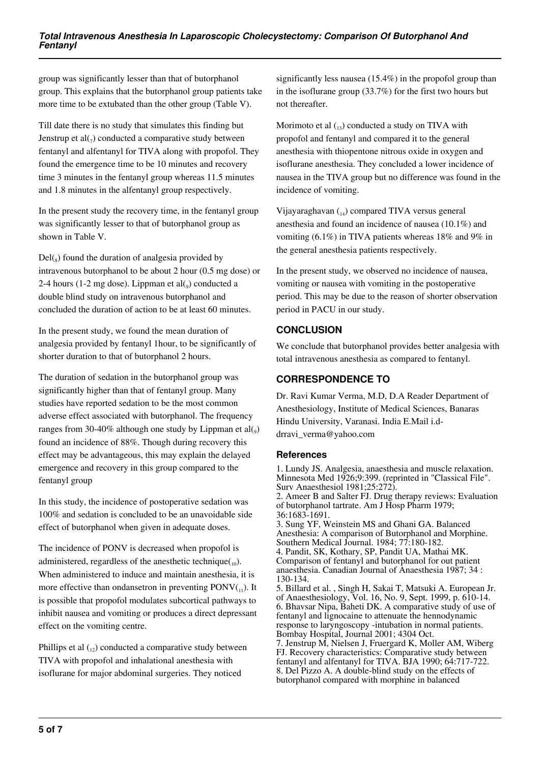group was significantly lesser than that of butorphanol group. This explains that the butorphanol group patients take more time to be extubated than the other group (Table V).

Till date there is no study that simulates this finding but Jenstrup et al(7) conducted a comparative study between fentanyl and alfentanyl for TIVA along with propofol. They found the emergence time to be 10 minutes and recovery time 3 minutes in the fentanyl group whereas 11.5 minutes and 1.8 minutes in the alfentanyl group respectively.

In the present study the recovery time, in the fentanyl group was significantly lesser to that of butorphanol group as shown in Table V.

Del(8) found the duration of analgesia provided by intravenous butorphanol to be about 2 hour (0.5 mg dose) or 2-4 hours (1-2 mg dose). Lippman et al(9) conducted a double blind study on intravenous butorphanol and concluded the duration of action to be at least 60 minutes.

In the present study, we found the mean duration of analgesia provided by fentanyl 1hour, to be significantly of shorter duration to that of butorphanol 2 hours.

The duration of sedation in the butorphanol group was significantly higher than that of fentanyl group. Many studies have reported sedation to be the most common adverse effect associated with butorphanol. The frequency ranges from 30-40% although one study by Lippman et al(9) found an incidence of 88%. Though during recovery this effect may be advantageous, this may explain the delayed emergence and recovery in this group compared to the fentanyl group

In this study, the incidence of postoperative sedation was 100% and sedation is concluded to be an unavoidable side effect of butorphanol when given in adequate doses.

The incidence of PONV is decreased when propofol is administered, regardless of the anesthetic technique(10). When administered to induce and maintain anesthesia, it is more effective than ondansetron in preventing PONV(11). It is possible that propofol modulates subcortical pathways to inhibit nausea and vomiting or produces a direct depressant effect on the vomiting centre.

Phillips et al (12) conducted a comparative study between TIVA with propofol and inhalational anesthesia with isoflurane for major abdominal surgeries. They noticed significantly less nausea (15.4%) in the propofol group than in the isoflurane group (33.7%) for the first two hours but not thereafter.

Morimoto et al (13) conducted a study on TIVA with propofol and fentanyl and compared it to the general anesthesia with thiopentone nitrous oxide in oxygen and isoflurane anesthesia. They concluded a lower incidence of nausea in the TIVA group but no difference was found in the incidence of vomiting.

Vijayaraghavan (14) compared TIVA versus general anesthesia and found an incidence of nausea (10.1%) and vomiting (6.1%) in TIVA patients whereas 18% and 9% in the general anesthesia patients respectively.

In the present study, we observed no incidence of nausea, vomiting or nausea with vomiting in the postoperative period. This may be due to the reason of shorter observation period in PACU in our study.

## CONCLUSION

We conclude that butorphanol provides better analgesia with total intravenous anesthesia as compared to fentanyl.

## CORRESPONDENCE TO

Dr. Ravi Kumar Verma, M.D, D.A Reader Department of Anesthesiology, Institute of Medical Sciences, Banaras Hindu University, Varanasi. India E.Mail i.d-drravi_verma@yahoo.com

### References

1. Lundy JS. Analgesia, anaesthesia and muscle relaxation. Minnesota Med 1926;9:399. (reprinted in "Classical File". Surv Anaesthesiol 1981;25:272).
2. Ameer B and Salter FJ. Drug therapy reviews: Evaluation of butorphanol tartrate. Am J Hosp Pharm 1979; 36:1683-1691.
3. Sung YF, Weinstein MS and Ghani GA. Balanced Anesthesia: A comparison of Butorphanol and Morphine. Southern Medical Journal. 1984; 77:180-182.
4. Pandit, SK, Kothary, SP, Pandit UA, Mathai MK. Comparison of fentanyl and butorphanol for out patient anaesthesia. Canadian Journal of Anaesthesia 1987; 34 : 130-134.
5. Billard et al. , Singh H, Sakai T, Matsuki A. European Jr. of Anaesthesiology, Vol. 16, No. 9, Sept. 1999, p. 610-14.
6. Bhavsar Nipa, Baheti DK. A comparative study of use of fentanyl and lignocaine to attenuate the hennodynamic response to laryngoscopy -intubation in normal patients. Bombay Hospital, Journal 2001; 4304 Oct.
7. Jenstrup M, Nielsen J, Fruergard K, Moller AM, Wiberg FJ. Recovery characteristics: Comparative study between fentanyl and alfentanyl for TIVA. BJA 1990; 64:717-722.
8. Del Pizzo A. A double-blind study on the effects of butorphanol compared with morphine in balanced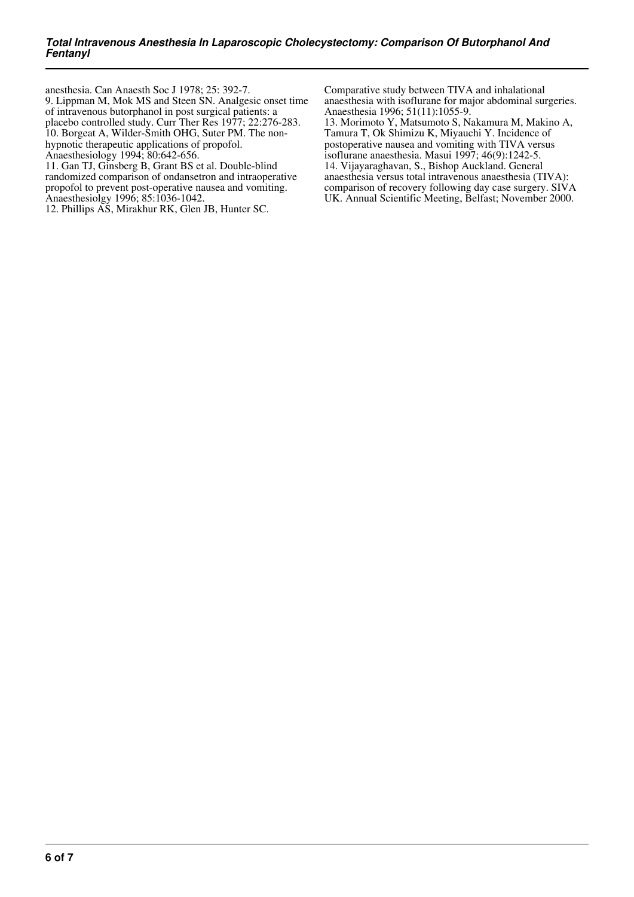anesthesia. Can Anaesth Soc J 1978; 25: 392-7.

9. Lippman M, Mok MS and Steen SN. Analgesic onset time of intravenous butorphanol in post surgical patients: a placebo controlled study. Curr Ther Res 1977; 22:276-283.

10. Borgeat A, Wilder-Smith OHG, Suter PM. The non-hypnotic therapeutic applications of propofol. Anaesthesiology 1994; 80:642-656.

11. Gan TJ, Ginsberg B, Grant BS et al. Double-blind randomized comparison of ondansetron and intraoperative propofol to prevent post-operative nausea and vomiting. Anaesthesiolgy 1996; 85:1036-1042.

12. Phillips AS, Mirakhur RK, Glen JB, Hunter SC. Comparative study between TIVA and inhalational anaesthesia with isoflurane for major abdominal surgeries. Anaesthesia 1996; 51(11):1055-9.

13. Morimoto Y, Matsumoto S, Nakamura M, Makino A, Tamura T, Ok Shimizu K, Miyauchi Y. Incidence of postoperative nausea and vomiting with TIVA versus isoflurane anaesthesia. Masui 1997; 46(9):1242-5.

14. Vijayaraghavan, S., Bishop Auckland. General anaesthesia versus total intravenous anaesthesia (TIVA): comparison of recovery following day case surgery. SIVA UK. Annual Scientific Meeting, Belfast; November 2000.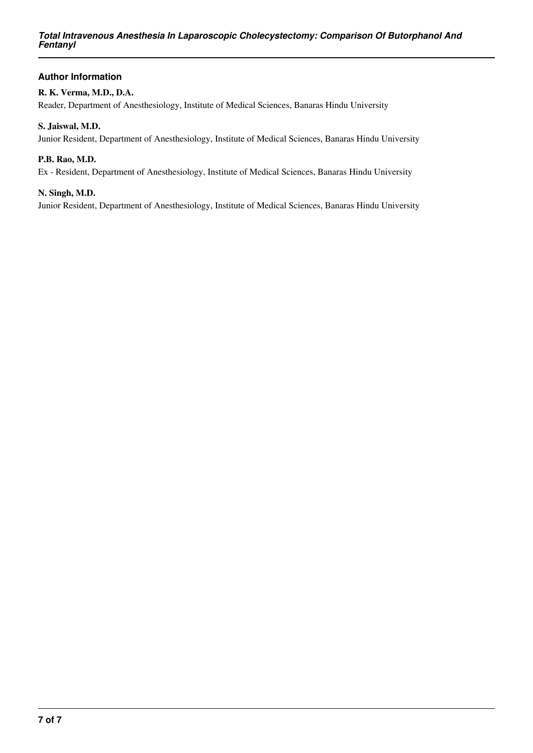## Author Information

**R. K. Verma, M.D., D.A.**
Reader, Department of Anesthesiology, Institute of Medical Sciences, Banaras Hindu University

**S. Jaiswal, M.D.**
Junior Resident, Department of Anesthesiology, Institute of Medical Sciences, Banaras Hindu University

**P.B. Rao, M.D.**
Ex - Resident, Department of Anesthesiology, Institute of Medical Sciences, Banaras Hindu University

**N. Singh, M.D.**
Junior Resident, Department of Anesthesiology, Institute of Medical Sciences, Banaras Hindu University